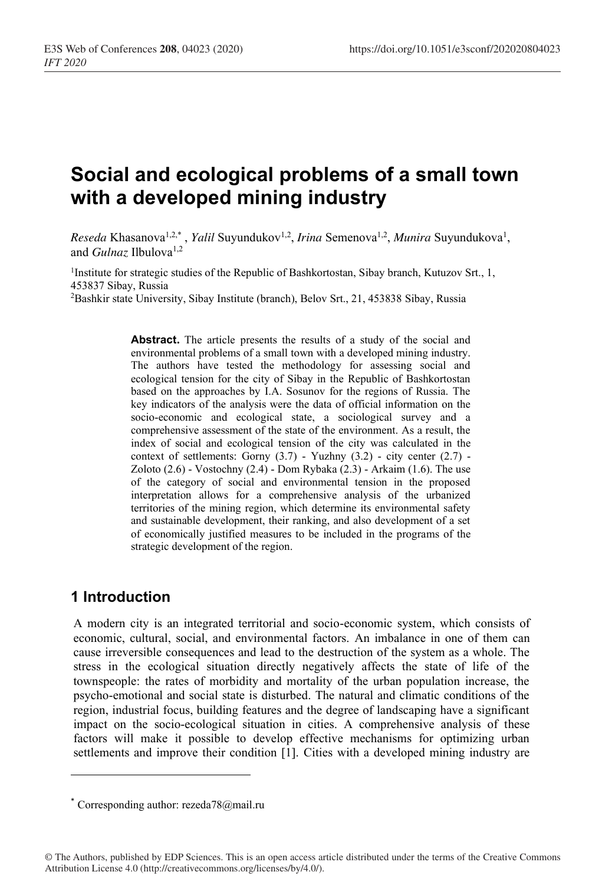# Social and ecological problems of a small town with a developed mining industry

*Reseda* Khasanova[1,2,*], *Yalil* Suyundukov[1,2], *Irina* Semenova[1,2], *Munira* Suyundukova[1], and *Gulnaz* Ilbulova[1,2]

[1]Institute for strategic studies of the Republic of Bashkortostan, Sibay branch, Kutuzov Srt., 1, 453837 Sibay, Russia

[2]Bashkir state University, Sibay Institute (branch), Belov Srt., 21, 453838 Sibay, Russia

**Abstract.** The article presents the results of a study of the social and environmental problems of a small town with a developed mining industry. The authors have tested the methodology for assessing social and ecological tension for the city of Sibay in the Republic of Bashkortostan based on the approaches by I.A. Sosunov for the regions of Russia. The key indicators of the analysis were the data of official information on the socio-economic and ecological state, a sociological survey and a comprehensive assessment of the state of the environment. As a result, the index of social and ecological tension of the city was calculated in the context of settlements: Gorny (3.7) - Yuzhny (3.2) - city center (2.7) - Zoloto (2.6) - Vostochny (2.4) - Dom Rybaka (2.3) - Arkaim (1.6). The use of the category of social and environmental tension in the proposed interpretation allows for a comprehensive analysis of the urbanized territories of the mining region, which determine its environmental safety and sustainable development, their ranking, and also development of a set of economically justified measures to be included in the programs of the strategic development of the region.

## 1 Introduction

A modern city is an integrated territorial and socio-economic system, which consists of economic, cultural, social, and environmental factors. An imbalance in one of them can cause irreversible consequences and lead to the destruction of the system as a whole. The stress in the ecological situation directly negatively affects the state of life of the townspeople: the rates of morbidity and mortality of the urban population increase, the psycho-emotional and social state is disturbed. The natural and climatic conditions of the region, industrial focus, building features and the degree of landscaping have a significant impact on the socio-ecological situation in cities. A comprehensive analysis of these factors will make it possible to develop effective mechanisms for optimizing urban settlements and improve their condition [1]. Cities with a developed mining industry are

* Corresponding author: rezeda78@mail.ru

© The Authors, published by EDP Sciences. This is an open access article distributed under the terms of the Creative Commons Attribution License 4.0 (http://creativecommons.org/licenses/by/4.0/).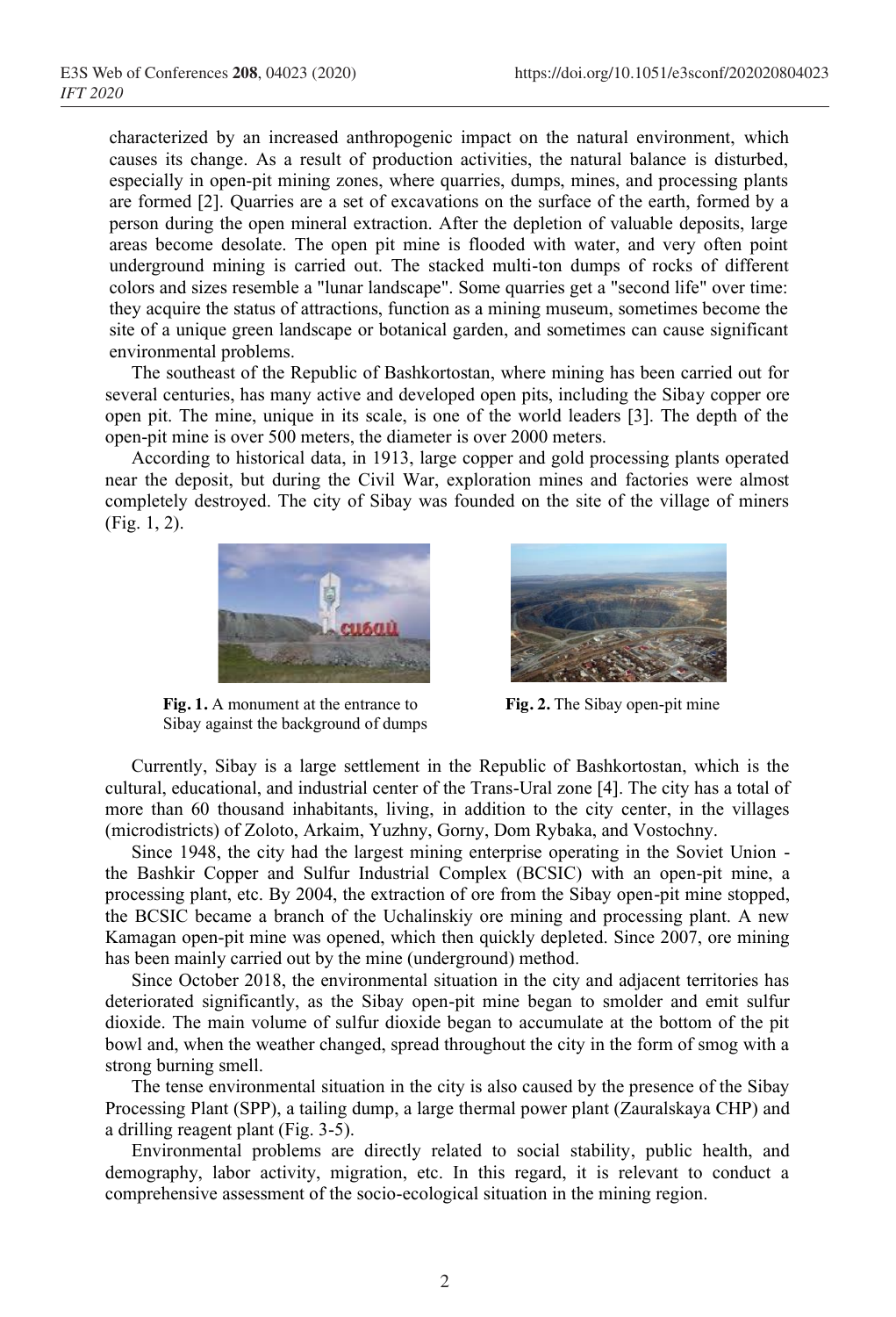characterized by an increased anthropogenic impact on the natural environment, which causes its change. As a result of production activities, the natural balance is disturbed, especially in open-pit mining zones, where quarries, dumps, mines, and processing plants are formed [2]. Quarries are a set of excavations on the surface of the earth, formed by a person during the open mineral extraction. After the depletion of valuable deposits, large areas become desolate. The open pit mine is flooded with water, and very often point underground mining is carried out. The stacked multi-ton dumps of rocks of different colors and sizes resemble a "lunar landscape". Some quarries get a "second life" over time: they acquire the status of attractions, function as a mining museum, sometimes become the site of a unique green landscape or botanical garden, and sometimes can cause significant environmental problems.

The southeast of the Republic of Bashkortostan, where mining has been carried out for several centuries, has many active and developed open pits, including the Sibay copper ore open pit. The mine, unique in its scale, is one of the world leaders [3]. The depth of the open-pit mine is over 500 meters, the diameter is over 2000 meters.

According to historical data, in 1913, large copper and gold processing plants operated near the deposit, but during the Civil War, exploration mines and factories were almost completely destroyed. The city of Sibay was founded on the site of the village of miners (Fig. 1, 2).

**Fig. 1.** A monument at the entrance to Sibay against the background of dumps

**Fig. 2.** The Sibay open-pit mine

Currently, Sibay is a large settlement in the Republic of Bashkortostan, which is the cultural, educational, and industrial center of the Trans-Ural zone [4]. The city has a total of more than 60 thousand inhabitants, living, in addition to the city center, in the villages (microdistricts) of Zoloto, Arkaim, Yuzhny, Gorny, Dom Rybaka, and Vostochny.

Since 1948, the city had the largest mining enterprise operating in the Soviet Union - the Bashkir Copper and Sulfur Industrial Complex (BCSIC) with an open-pit mine, a processing plant, etc. By 2004, the extraction of ore from the Sibay open-pit mine stopped, the BCSIC became a branch of the Uchalinskiy ore mining and processing plant. A new Kamagan open-pit mine was opened, which then quickly depleted. Since 2007, ore mining has been mainly carried out by the mine (underground) method.

Since October 2018, the environmental situation in the city and adjacent territories has deteriorated significantly, as the Sibay open-pit mine began to smolder and emit sulfur dioxide. The main volume of sulfur dioxide began to accumulate at the bottom of the pit bowl and, when the weather changed, spread throughout the city in the form of smog with a strong burning smell.

The tense environmental situation in the city is also caused by the presence of the Sibay Processing Plant (SPP), a tailing dump, a large thermal power plant (Zauralskaya CHP) and a drilling reagent plant (Fig. 3-5).

Environmental problems are directly related to social stability, public health, and demography, labor activity, migration, etc. In this regard, it is relevant to conduct a comprehensive assessment of the socio-ecological situation in the mining region.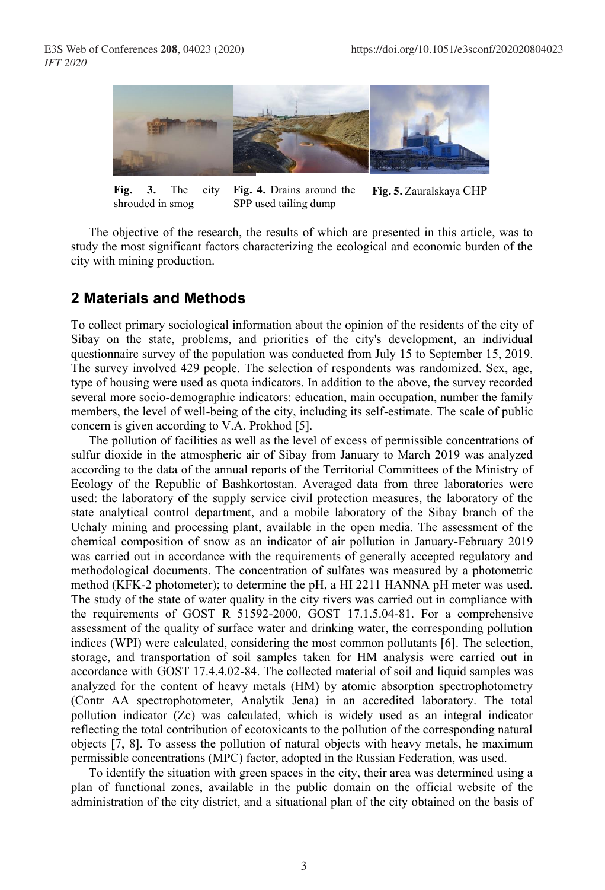Fig. 3. The city shrouded in smog

Fig. 4. Drains around the SPP used tailing dump

Fig. 5. Zauralskaya CHP

The objective of the research, the results of which are presented in this article, was to study the most significant factors characterizing the ecological and economic burden of the city with mining production.

## 2 Materials and Methods

To collect primary sociological information about the opinion of the residents of the city of Sibay on the state, problems, and priorities of the city's development, an individual questionnaire survey of the population was conducted from July 15 to September 15, 2019. The survey involved 429 people. The selection of respondents was randomized. Sex, age, type of housing were used as quota indicators. In addition to the above, the survey recorded several more socio-demographic indicators: education, main occupation, number the family members, the level of well-being of the city, including its self-estimate. The scale of public concern is given according to V.A. Prokhod [5].

The pollution of facilities as well as the level of excess of permissible concentrations of sulfur dioxide in the atmospheric air of Sibay from January to March 2019 was analyzed according to the data of the annual reports of the Territorial Committees of the Ministry of Ecology of the Republic of Bashkortostan. Averaged data from three laboratories were used: the laboratory of the supply service civil protection measures, the laboratory of the state analytical control department, and a mobile laboratory of the Sibay branch of the Uchaly mining and processing plant, available in the open media. The assessment of the chemical composition of snow as an indicator of air pollution in January-February 2019 was carried out in accordance with the requirements of generally accepted regulatory and methodological documents. The concentration of sulfates was measured by a photometric method (KFK-2 photometer); to determine the pH, a HI 2211 HANNA pH meter was used. The study of the state of water quality in the city rivers was carried out in compliance with the requirements of GOST R 51592-2000, GOST 17.1.5.04-81. For a comprehensive assessment of the quality of surface water and drinking water, the corresponding pollution indices (WPI) were calculated, considering the most common pollutants [6]. The selection, storage, and transportation of soil samples taken for HM analysis were carried out in accordance with GOST 17.4.4.02-84. The collected material of soil and liquid samples was analyzed for the content of heavy metals (HM) by atomic absorption spectrophotometry (Contr AA spectrophotometer, Analytik Jena) in an accredited laboratory. The total pollution indicator (Zc) was calculated, which is widely used as an integral indicator reflecting the total contribution of ecotoxicants to the pollution of the corresponding natural objects [7, 8]. To assess the pollution of natural objects with heavy metals, he maximum permissible concentrations (MPC) factor, adopted in the Russian Federation, was used.

To identify the situation with green spaces in the city, their area was determined using a plan of functional zones, available in the public domain on the official website of the administration of the city district, and a situational plan of the city obtained on the basis of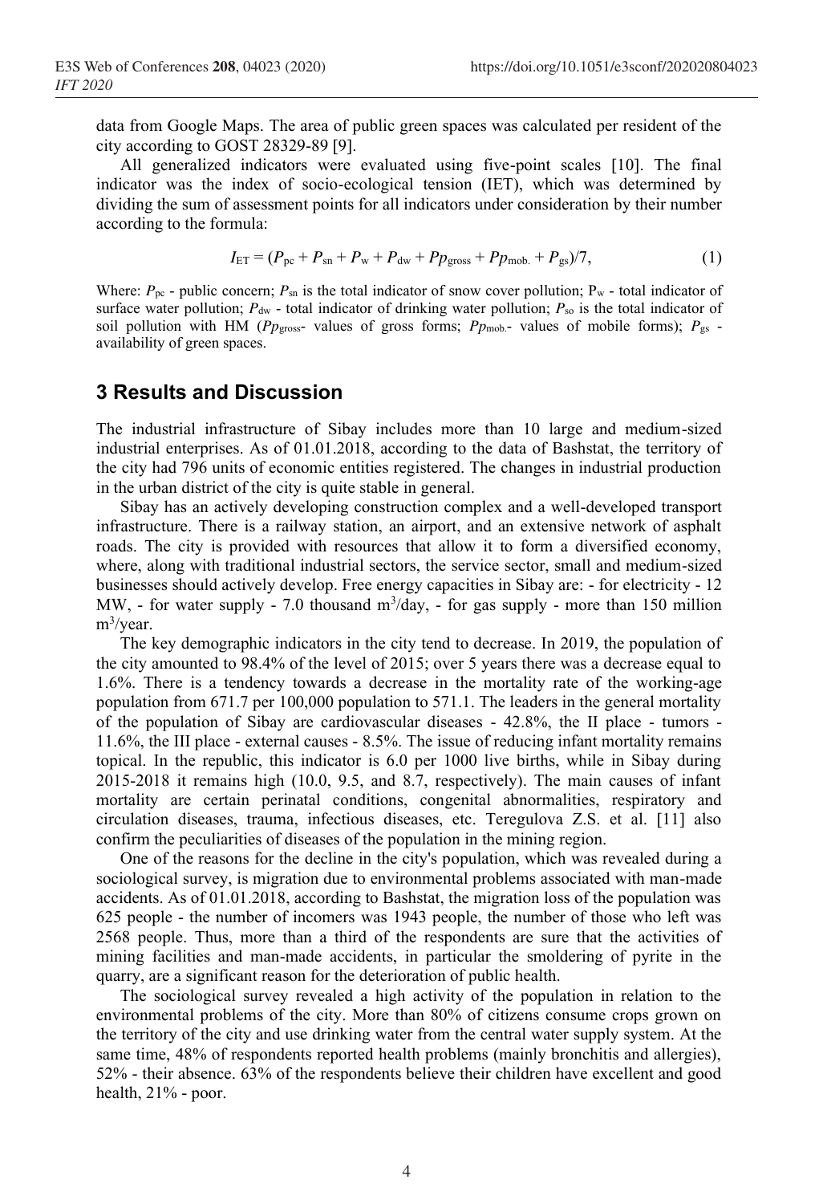data from Google Maps. The area of public green spaces was calculated per resident of the city according to GOST 28329-89 [9].

All generalized indicators were evaluated using five-point scales [10]. The final indicator was the index of socio-ecological tension (IET), which was determined by dividing the sum of assessment points for all indicators under consideration by their number according to the formula:

$$I_{ET} = (P_{pc} + P_{sn} + P_{w} + P_{dw} + Pp_{gross} + Pp_{mob.} + P_{gs})/7, \quad (1)$$

Where: $P_{pc}$ - public concern; $P_{sn}$ is the total indicator of snow cover pollution; $P_w$ - total indicator of surface water pollution; $P_{dw}$ - total indicator of drinking water pollution; $P_{so}$ is the total indicator of soil pollution with HM ($Pp_{gross}$- values of gross forms; $Pp_{mob.}$- values of mobile forms); $P_{gs}$ - availability of green spaces.

## 3 Results and Discussion

The industrial infrastructure of Sibay includes more than 10 large and medium-sized industrial enterprises. As of 01.01.2018, according to the data of Bashstat, the territory of the city had 796 units of economic entities registered. The changes in industrial production in the urban district of the city is quite stable in general.

Sibay has an actively developing construction complex and a well-developed transport infrastructure. There is a railway station, an airport, and an extensive network of asphalt roads. The city is provided with resources that allow it to form a diversified economy, where, along with traditional industrial sectors, the service sector, small and medium-sized businesses should actively develop. Free energy capacities in Sibay are: - for electricity - 12 MW, - for water supply - 7.0 thousand $m^3$/day, - for gas supply - more than 150 million $m^3$/year.

The key demographic indicators in the city tend to decrease. In 2019, the population of the city amounted to 98.4% of the level of 2015; over 5 years there was a decrease equal to 1.6%. There is a tendency towards a decrease in the mortality rate of the working-age population from 671.7 per 100,000 population to 571.1. The leaders in the general mortality of the population of Sibay are cardiovascular diseases - 42.8%, the II place - tumors - 11.6%, the III place - external causes - 8.5%. The issue of reducing infant mortality remains topical. In the republic, this indicator is 6.0 per 1000 live births, while in Sibay during 2015-2018 it remains high (10.0, 9.5, and 8.7, respectively). The main causes of infant mortality are certain perinatal conditions, congenital abnormalities, respiratory and circulation diseases, trauma, infectious diseases, etc. Teregulova Z.S. et al. [11] also confirm the peculiarities of diseases of the population in the mining region.

One of the reasons for the decline in the city's population, which was revealed during a sociological survey, is migration due to environmental problems associated with man-made accidents. As of 01.01.2018, according to Bashstat, the migration loss of the population was 625 people - the number of incomers was 1943 people, the number of those who left was 2568 people. Thus, more than a third of the respondents are sure that the activities of mining facilities and man-made accidents, in particular the smoldering of pyrite in the quarry, are a significant reason for the deterioration of public health.

The sociological survey revealed a high activity of the population in relation to the environmental problems of the city. More than 80% of citizens consume crops grown on the territory of the city and use drinking water from the central water supply system. At the same time, 48% of respondents reported health problems (mainly bronchitis and allergies), 52% - their absence. 63% of the respondents believe their children have excellent and good health, 21% - poor.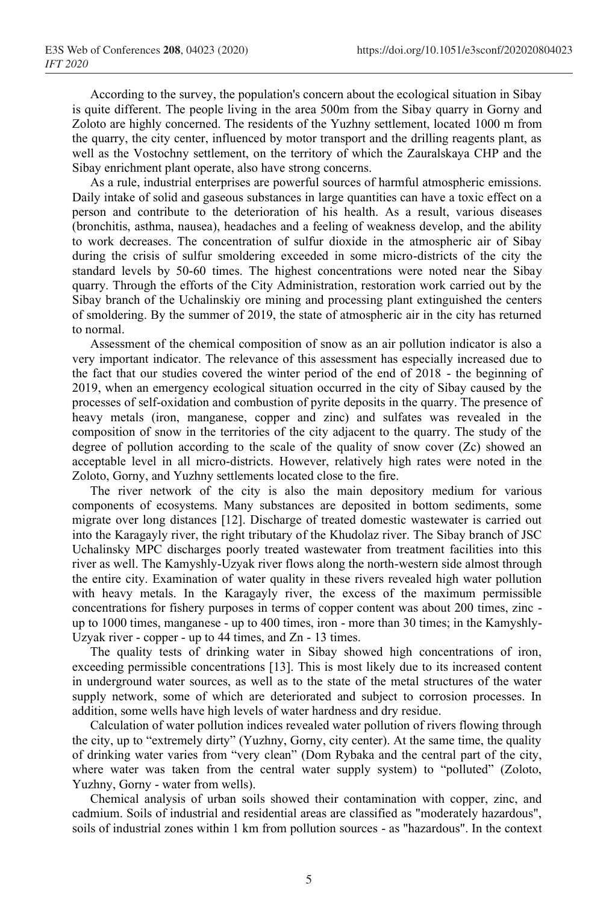According to the survey, the population's concern about the ecological situation in Sibay is quite different. The people living in the area 500m from the Sibay quarry in Gorny and Zoloto are highly concerned. The residents of the Yuzhny settlement, located 1000 m from the quarry, the city center, influenced by motor transport and the drilling reagents plant, as well as the Vostochny settlement, on the territory of which the Zauralskaya CHP and the Sibay enrichment plant operate, also have strong concerns.

As a rule, industrial enterprises are powerful sources of harmful atmospheric emissions. Daily intake of solid and gaseous substances in large quantities can have a toxic effect on a person and contribute to the deterioration of his health. As a result, various diseases (bronchitis, asthma, nausea), headaches and a feeling of weakness develop, and the ability to work decreases. The concentration of sulfur dioxide in the atmospheric air of Sibay during the crisis of sulfur smoldering exceeded in some micro-districts of the city the standard levels by 50-60 times. The highest concentrations were noted near the Sibay quarry. Through the efforts of the City Administration, restoration work carried out by the Sibay branch of the Uchalinskiy ore mining and processing plant extinguished the centers of smoldering. By the summer of 2019, the state of atmospheric air in the city has returned to normal.

Assessment of the chemical composition of snow as an air pollution indicator is also a very important indicator. The relevance of this assessment has especially increased due to the fact that our studies covered the winter period of the end of 2018 - the beginning of 2019, when an emergency ecological situation occurred in the city of Sibay caused by the processes of self-oxidation and combustion of pyrite deposits in the quarry. The presence of heavy metals (iron, manganese, copper and zinc) and sulfates was revealed in the composition of snow in the territories of the city adjacent to the quarry. The study of the degree of pollution according to the scale of the quality of snow cover (Zc) showed an acceptable level in all micro-districts. However, relatively high rates were noted in the Zoloto, Gorny, and Yuzhny settlements located close to the fire.

The river network of the city is also the main depository medium for various components of ecosystems. Many substances are deposited in bottom sediments, some migrate over long distances [12]. Discharge of treated domestic wastewater is carried out into the Karagayly river, the right tributary of the Khudolaz river. The Sibay branch of JSC Uchalinsky MPC discharges poorly treated wastewater from treatment facilities into this river as well. The Kamyshly-Uzyak river flows along the north-western side almost through the entire city. Examination of water quality in these rivers revealed high water pollution with heavy metals. In the Karagayly river, the excess of the maximum permissible concentrations for fishery purposes in terms of copper content was about 200 times, zinc - up to 1000 times, manganese - up to 400 times, iron - more than 30 times; in the Kamyshly-Uzyak river - copper - up to 44 times, and Zn - 13 times.

The quality tests of drinking water in Sibay showed high concentrations of iron, exceeding permissible concentrations [13]. This is most likely due to its increased content in underground water sources, as well as to the state of the metal structures of the water supply network, some of which are deteriorated and subject to corrosion processes. In addition, some wells have high levels of water hardness and dry residue.

Calculation of water pollution indices revealed water pollution of rivers flowing through the city, up to "extremely dirty" (Yuzhny, Gorny, city center). At the same time, the quality of drinking water varies from "very clean" (Dom Rybaka and the central part of the city, where water was taken from the central water supply system) to "polluted" (Zoloto, Yuzhny, Gorny - water from wells).

Chemical analysis of urban soils showed their contamination with copper, zinc, and cadmium. Soils of industrial and residential areas are classified as "moderately hazardous", soils of industrial zones within 1 km from pollution sources - as "hazardous". In the context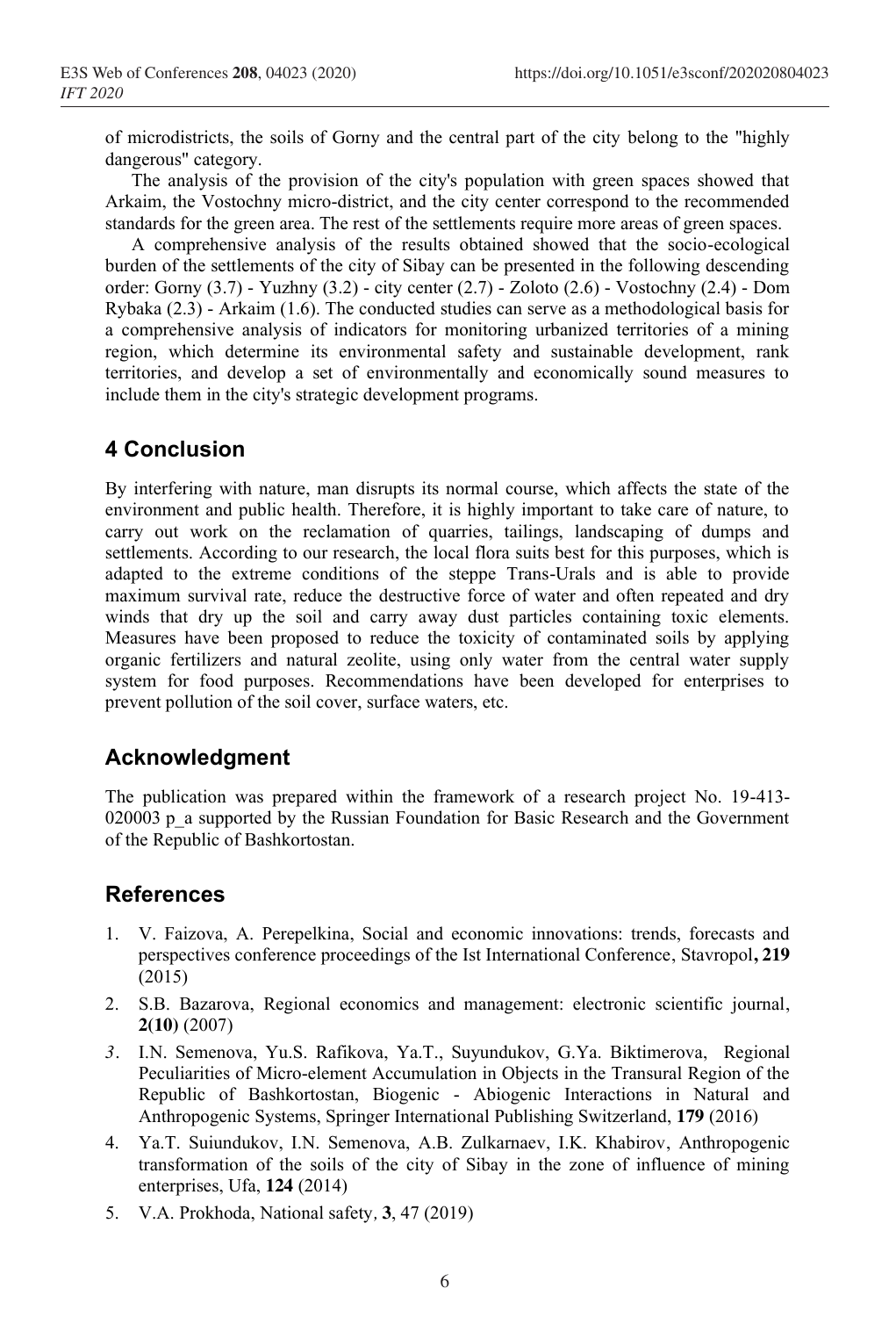of microdistricts, the soils of Gorny and the central part of the city belong to the "highly dangerous" category.

The analysis of the provision of the city's population with green spaces showed that Arkaim, the Vostochny micro-district, and the city center correspond to the recommended standards for the green area. The rest of the settlements require more areas of green spaces.

A comprehensive analysis of the results obtained showed that the socio-ecological burden of the settlements of the city of Sibay can be presented in the following descending order: Gorny (3.7) - Yuzhny (3.2) - city center (2.7) - Zoloto (2.6) - Vostochny (2.4) - Dom Rybaka (2.3) - Arkaim (1.6). The conducted studies can serve as a methodological basis for a comprehensive analysis of indicators for monitoring urbanized territories of a mining region, which determine its environmental safety and sustainable development, rank territories, and develop a set of environmentally and economically sound measures to include them in the city's strategic development programs.

## 4 Conclusion

By interfering with nature, man disrupts its normal course, which affects the state of the environment and public health. Therefore, it is highly important to take care of nature, to carry out work on the reclamation of quarries, tailings, landscaping of dumps and settlements. According to our research, the local flora suits best for this purposes, which is adapted to the extreme conditions of the steppe Trans-Urals and is able to provide maximum survival rate, reduce the destructive force of water and often repeated and dry winds that dry up the soil and carry away dust particles containing toxic elements. Measures have been proposed to reduce the toxicity of contaminated soils by applying organic fertilizers and natural zeolite, using only water from the central water supply system for food purposes. Recommendations have been developed for enterprises to prevent pollution of the soil cover, surface waters, etc.

## Acknowledgment

The publication was prepared within the framework of a research project No. 19-413-020003 p_a supported by the Russian Foundation for Basic Research and the Government of the Republic of Bashkortostan.

## References

1. V. Faizova, A. Perepelkina, Social and economic innovations: trends, forecasts and perspectives conference proceedings of the Ist International Conference, Stavropol**, 219** (2015)
2. S.B. Bazarova, Regional economics and management: electronic scientific journal, **2**(**10**) (2007)
3. I.N. Semenova, Yu.S. Rafikova, Ya.T., Suyundukov, G.Ya. Biktimerova, Regional Peculiarities of Micro-element Accumulation in Objects in the Transural Region of the Republic of Bashkortostan, Biogenic - Abiogenic Interactions in Natural and Anthropogenic Systems, Springer International Publishing Switzerland, **179** (2016)
4. Ya.T. Suiundukov, I.N. Semenova, A.B. Zulkarnaev, I.K. Khabirov, Anthropogenic transformation of the soils of the city of Sibay in the zone of influence of mining enterprises, Ufa, **124** (2014)
5. V.A. Prokhoda, National safety*,* **3**, 47 (2019)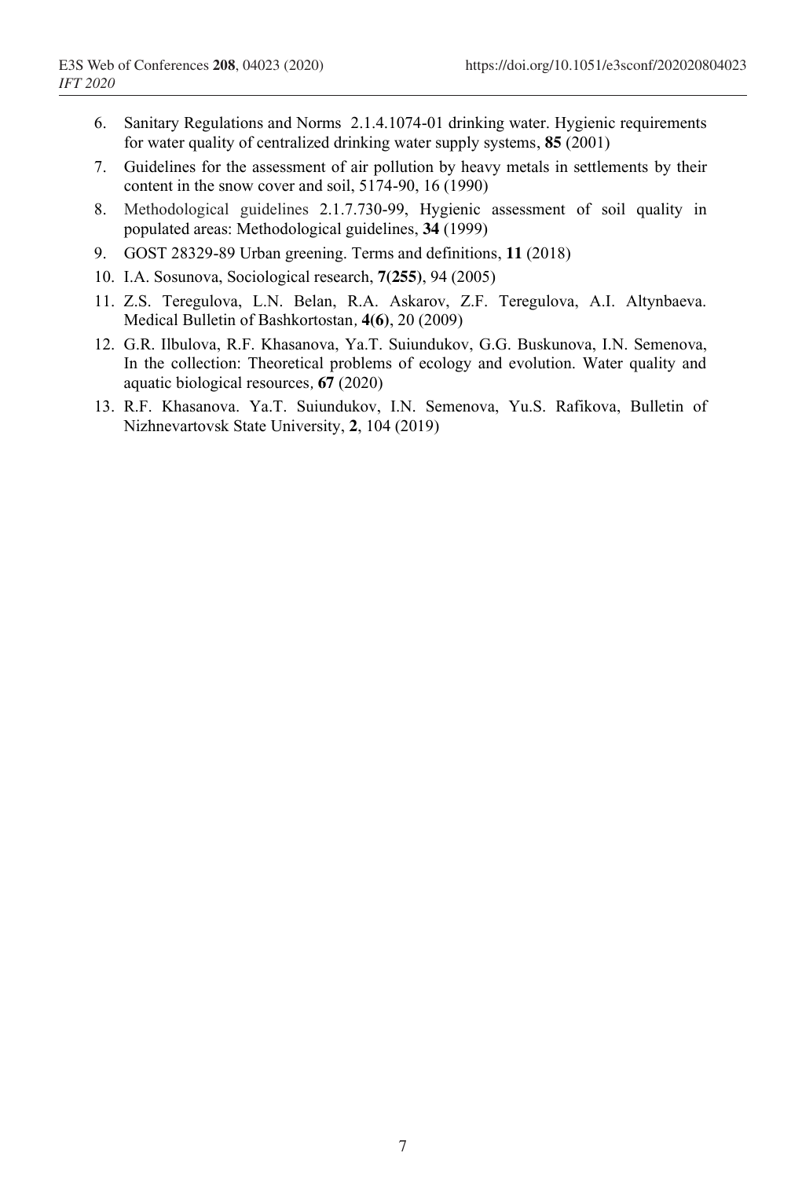6. Sanitary Regulations and Norms 2.1.4.1074-01 drinking water. Hygienic requirements for water quality of centralized drinking water supply systems, **85** (2001)
7. Guidelines for the assessment of air pollution by heavy metals in settlements by their content in the snow cover and soil, 5174-90, 16 (1990)
8. Methodological guidelines 2.1.7.730-99, Hygienic assessment of soil quality in populated areas: Methodological guidelines, **34** (1999)
9. GOST 28329-89 Urban greening. Terms and definitions, **11** (2018)
10. I.A. Sosunova, Sociological research, **7(255)**, 94 (2005)
11. Z.S. Teregulova, L.N. Belan, R.A. Askarov, Z.F. Teregulova, A.I. Altynbaeva. Medical Bulletin of Bashkortostan, **4(6)**, 20 (2009)
12. G.R. Ilbulova, R.F. Khasanova, Ya.T. Suiundukov, G.G. Buskunova, I.N. Semenova, In the collection: Theoretical problems of ecology and evolution. Water quality and aquatic biological resources, **67** (2020)
13. R.F. Khasanova. Ya.T. Suiundukov, I.N. Semenova, Yu.S. Rafikova, Bulletin of Nizhnevartovsk State University, **2**, 104 (2019)